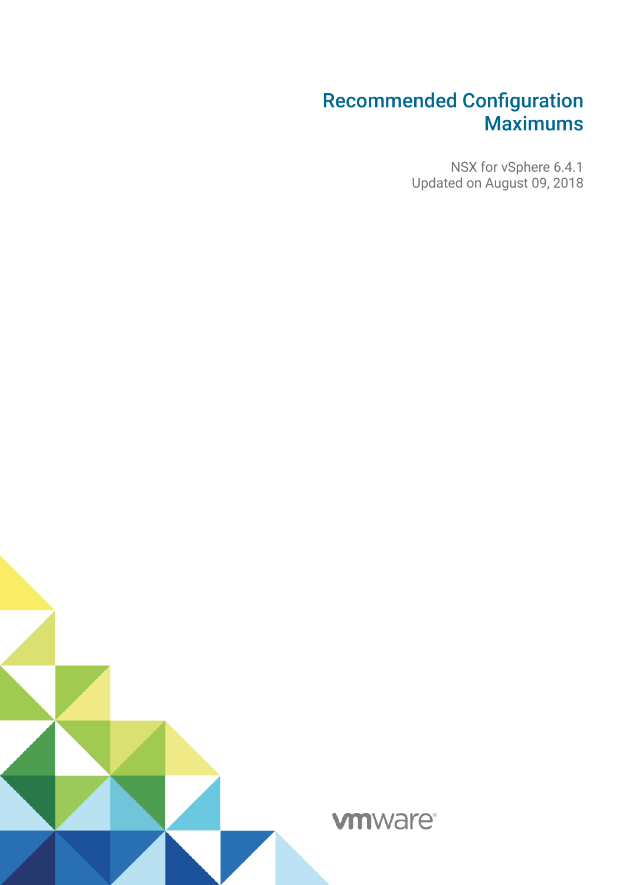# Recommended Configuration Maximums

NSX for vSphere 6.4.1
Updated on August 09, 2018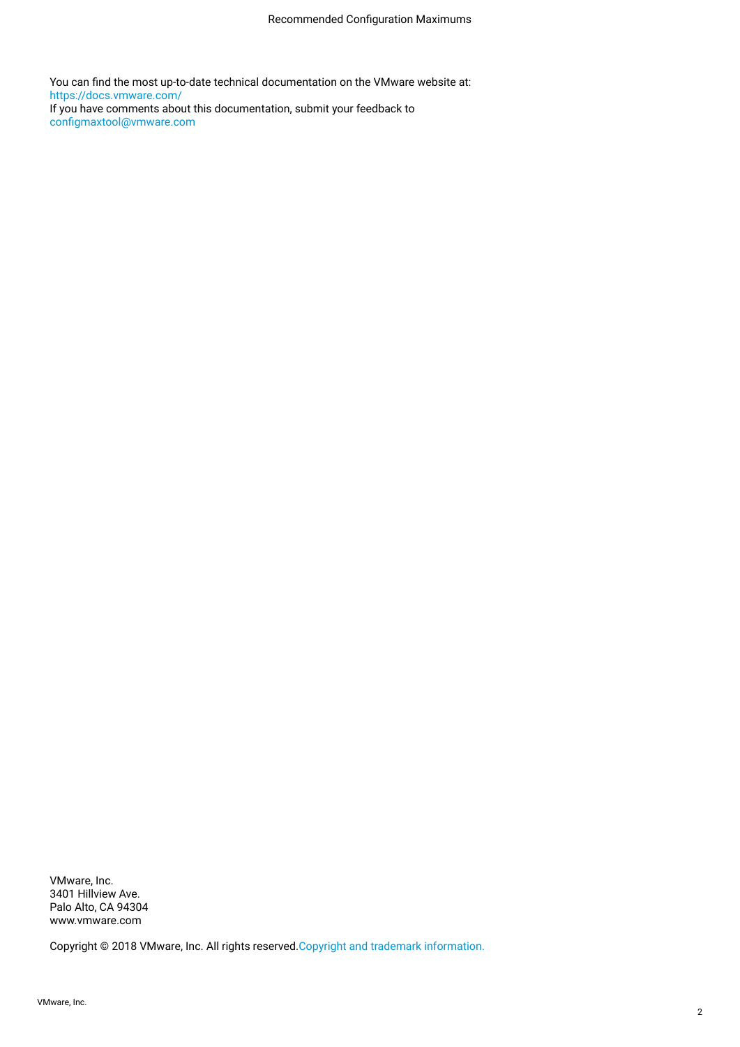You can find the most up-to-date technical documentation on the VMware website at:
https://docs.vmware.com/
If you have comments about this documentation, submit your feedback to
configmaxtool@vmware.com

VMware, Inc.
3401 Hillview Ave.
Palo Alto, CA 94304
www.vmware.com

Copyright © 2018 VMware, Inc. All rights reserved. Copyright and trademark information.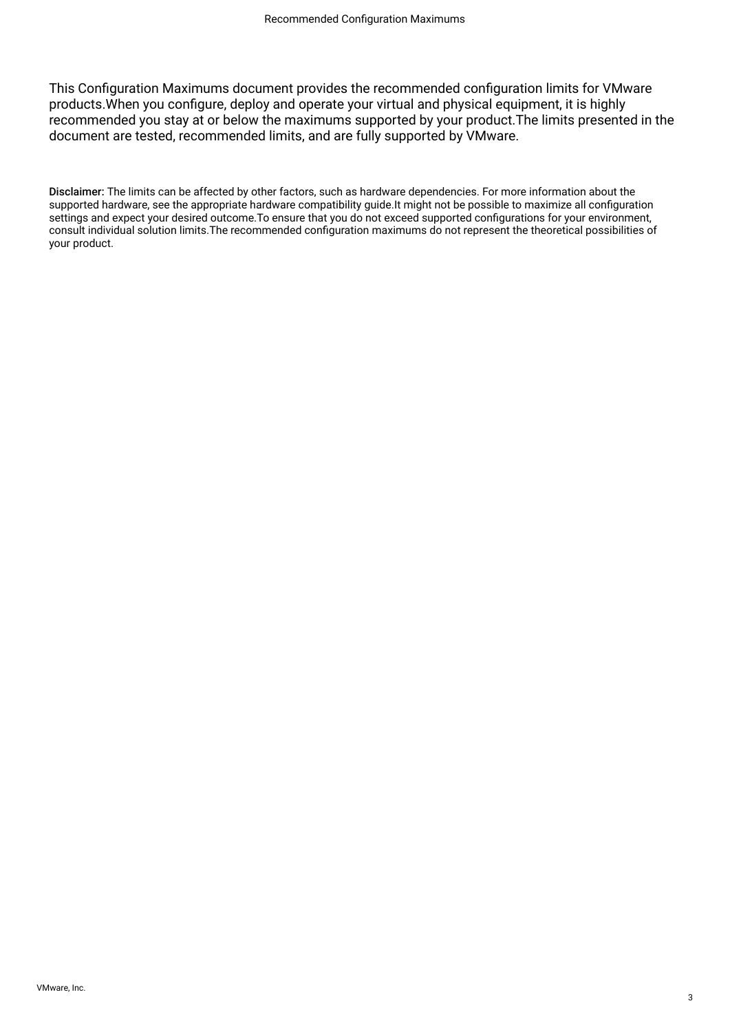This Configuration Maximums document provides the recommended configuration limits for VMware products.When you configure, deploy and operate your virtual and physical equipment, it is highly recommended you stay at or below the maximums supported by your product.The limits presented in the document are tested, recommended limits, and are fully supported by VMware.

**Disclaimer:** The limits can be affected by other factors, such as hardware dependencies. For more information about the supported hardware, see the appropriate hardware compatibility guide.It might not be possible to maximize all configuration settings and expect your desired outcome.To ensure that you do not exceed supported configurations for your environment, consult individual solution limits.The recommended configuration maximums do not represent the theoretical possibilities of your product.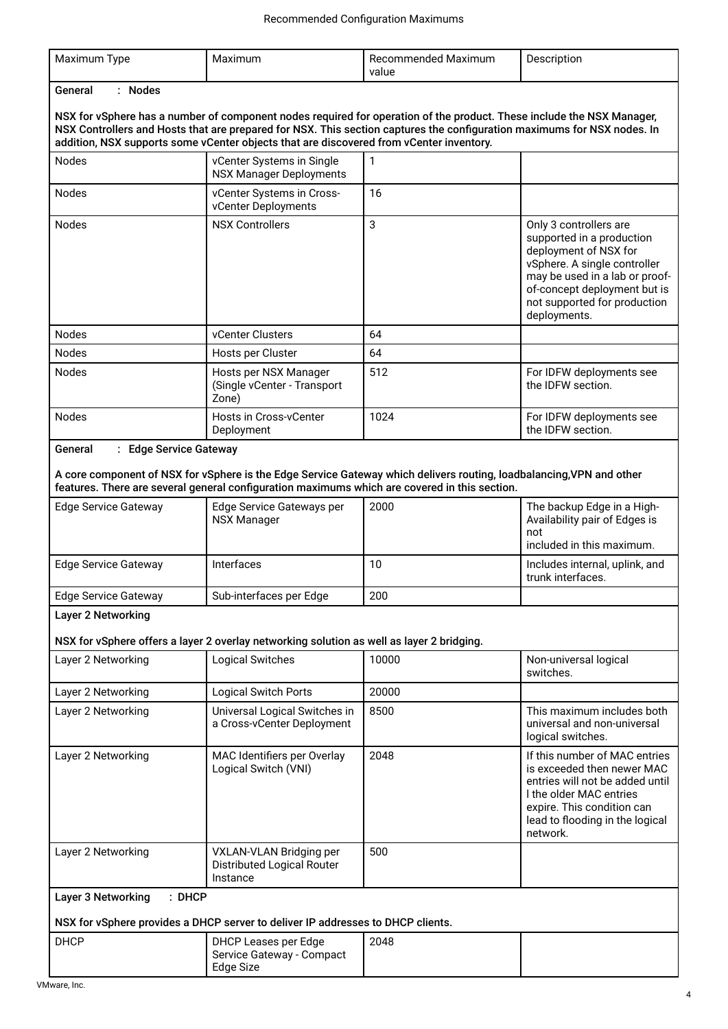| Maximum Type | Maximum | Recommended Maximum value | Description |
| --- | --- | --- | --- |
| **General : Nodes**<br><br>**NSX for vSphere has a number of component nodes required for operation of the product. These include the NSX Manager, NSX Controllers and Hosts that are prepared for NSX. This section captures the configuration maximums for NSX nodes. In addition, NSX supports some vCenter objects that are discovered from vCenter inventory.** | | | |
| Nodes | vCenter Systems in Single NSX Manager Deployments | 1 | |
| Nodes | vCenter Systems in Cross-vCenter Deployments | 16 | |
| Nodes | NSX Controllers | 3 | Only 3 controllers are supported in a production deployment of NSX for vSphere. A single controller may be used in a lab or proof-of-concept deployment but is not supported for production deployments. |
| Nodes | vCenter Clusters | 64 | |
| Nodes | Hosts per Cluster | 64 | |
| Nodes | Hosts per NSX Manager (Single vCenter - Transport Zone) | 512 | For IDFW deployments see the IDFW section. |
| Nodes | Hosts in Cross-vCenter Deployment | 1024 | For IDFW deployments see the IDFW section. |
| **General : Edge Service Gateway**<br><br>**A core component of NSX for vSphere is the Edge Service Gateway which delivers routing, loadbalancing,VPN and other features. There are several general configuration maximums which are covered in this section.** | | | |
| Edge Service Gateway | Edge Service Gateways per NSX Manager | 2000 | The backup Edge in a High-Availability pair of Edges is not included in this maximum. |
| Edge Service Gateway | Interfaces | 10 | Includes internal, uplink, and trunk interfaces. |
| Edge Service Gateway | Sub-interfaces per Edge | 200 | |
| **Layer 2 Networking**<br><br>**NSX for vSphere offers a layer 2 overlay networking solution as well as layer 2 bridging.** | | | |
| Layer 2 Networking | Logical Switches | 10000 | Non-universal logical switches. |
| Layer 2 Networking | Logical Switch Ports | 20000 | |
| Layer 2 Networking | Universal Logical Switches in a Cross-vCenter Deployment | 8500 | This maximum includes both universal and non-universal logical switches. |
| Layer 2 Networking | MAC Identifiers per Overlay Logical Switch (VNI) | 2048 | If this number of MAC entries is exceeded then newer MAC entries will not be added until l the older MAC entries expire. This condition can lead to flooding in the logical network. |
| Layer 2 Networking | VXLAN-VLAN Bridging per Distributed Logical Router Instance | 500 | |
| **Layer 3 Networking : DHCP**<br><br>**NSX for vSphere provides a DHCP server to deliver IP addresses to DHCP clients.** | | | |
| DHCP | DHCP Leases per Edge Service Gateway - Compact Edge Size | 2048 | |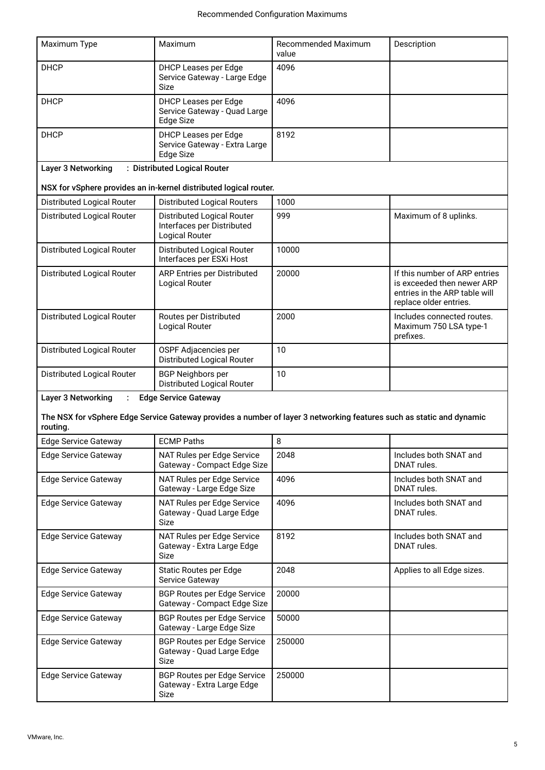| Maximum Type | Maximum | Recommended Maximum value | Description |
| --- | --- | --- | --- |
| DHCP | DHCP Leases per Edge Service Gateway - Large Edge Size | 4096 | |
| DHCP | DHCP Leases per Edge Service Gateway - Quad Large Edge Size | 4096 | |
| DHCP | DHCP Leases per Edge Service Gateway - Extra Large Edge Size | 8192 | |
| **Layer 3 Networking : Distributed Logical Router**<br><br>**NSX for vSphere provides an in-kernel distributed logical router.** | | | |
| Distributed Logical Router | Distributed Logical Routers | 1000 | |
| Distributed Logical Router | Distributed Logical Router Interfaces per Distributed Logical Router | 999 | Maximum of 8 uplinks. |
| Distributed Logical Router | Distributed Logical Router Interfaces per ESXi Host | 10000 | |
| Distributed Logical Router | ARP Entries per Distributed Logical Router | 20000 | If this number of ARP entries is exceeded then newer ARP entries in the ARP table will replace older entries. |
| Distributed Logical Router | Routes per Distributed Logical Router | 2000 | Includes connected routes. Maximum 750 LSA type-1 prefixes. |
| Distributed Logical Router | OSPF Adjacencies per Distributed Logical Router | 10 | |
| Distributed Logical Router | BGP Neighbors per Distributed Logical Router | 10 | |
| **Layer 3 Networking : Edge Service Gateway**<br><br>**The NSX for vSphere Edge Service Gateway provides a number of layer 3 networking features such as static and dynamic routing.** | | | |
| Edge Service Gateway | ECMP Paths | 8 | |
| Edge Service Gateway | NAT Rules per Edge Service Gateway - Compact Edge Size | 2048 | Includes both SNAT and DNAT rules. |
| Edge Service Gateway | NAT Rules per Edge Service Gateway - Large Edge Size | 4096 | Includes both SNAT and DNAT rules. |
| Edge Service Gateway | NAT Rules per Edge Service Gateway - Quad Large Edge Size | 4096 | Includes both SNAT and DNAT rules. |
| Edge Service Gateway | NAT Rules per Edge Service Gateway - Extra Large Edge Size | 8192 | Includes both SNAT and DNAT rules. |
| Edge Service Gateway | Static Routes per Edge Service Gateway | 2048 | Applies to all Edge sizes. |
| Edge Service Gateway | BGP Routes per Edge Service Gateway - Compact Edge Size | 20000 | |
| Edge Service Gateway | BGP Routes per Edge Service Gateway - Large Edge Size | 50000 | |
| Edge Service Gateway | BGP Routes per Edge Service Gateway - Quad Large Edge Size | 250000 | |
| Edge Service Gateway | BGP Routes per Edge Service Gateway - Extra Large Edge Size | 250000 | |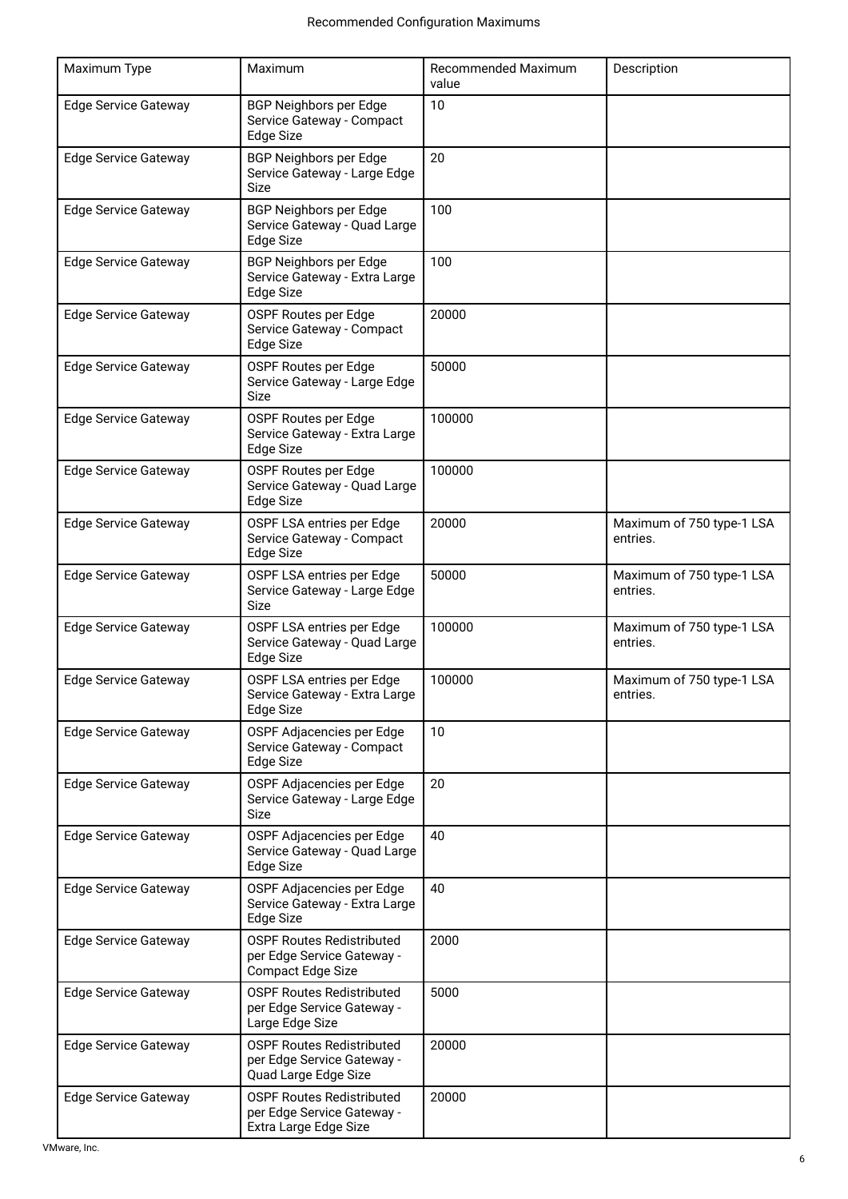| Maximum Type | Maximum | Recommended Maximum value | Description |
|---|---|---|---|
| Edge Service Gateway | BGP Neighbors per Edge Service Gateway - Compact Edge Size | 10 | |
| Edge Service Gateway | BGP Neighbors per Edge Service Gateway - Large Edge Size | 20 | |
| Edge Service Gateway | BGP Neighbors per Edge Service Gateway - Quad Large Edge Size | 100 | |
| Edge Service Gateway | BGP Neighbors per Edge Service Gateway - Extra Large Edge Size | 100 | |
| Edge Service Gateway | OSPF Routes per Edge Service Gateway - Compact Edge Size | 20000 | |
| Edge Service Gateway | OSPF Routes per Edge Service Gateway - Large Edge Size | 50000 | |
| Edge Service Gateway | OSPF Routes per Edge Service Gateway - Extra Large Edge Size | 100000 | |
| Edge Service Gateway | OSPF Routes per Edge Service Gateway - Quad Large Edge Size | 100000 | |
| Edge Service Gateway | OSPF LSA entries per Edge Service Gateway - Compact Edge Size | 20000 | Maximum of 750 type-1 LSA entries. |
| Edge Service Gateway | OSPF LSA entries per Edge Service Gateway - Large Edge Size | 50000 | Maximum of 750 type-1 LSA entries. |
| Edge Service Gateway | OSPF LSA entries per Edge Service Gateway - Quad Large Edge Size | 100000 | Maximum of 750 type-1 LSA entries. |
| Edge Service Gateway | OSPF LSA entries per Edge Service Gateway - Extra Large Edge Size | 100000 | Maximum of 750 type-1 LSA entries. |
| Edge Service Gateway | OSPF Adjacencies per Edge Service Gateway - Compact Edge Size | 10 | |
| Edge Service Gateway | OSPF Adjacencies per Edge Service Gateway - Large Edge Size | 20 | |
| Edge Service Gateway | OSPF Adjacencies per Edge Service Gateway - Quad Large Edge Size | 40 | |
| Edge Service Gateway | OSPF Adjacencies per Edge Service Gateway - Extra Large Edge Size | 40 | |
| Edge Service Gateway | OSPF Routes Redistributed per Edge Service Gateway - Compact Edge Size | 2000 | |
| Edge Service Gateway | OSPF Routes Redistributed per Edge Service Gateway - Large Edge Size | 5000 | |
| Edge Service Gateway | OSPF Routes Redistributed per Edge Service Gateway - Quad Large Edge Size | 20000 | |
| Edge Service Gateway | OSPF Routes Redistributed per Edge Service Gateway - Extra Large Edge Size | 20000 | |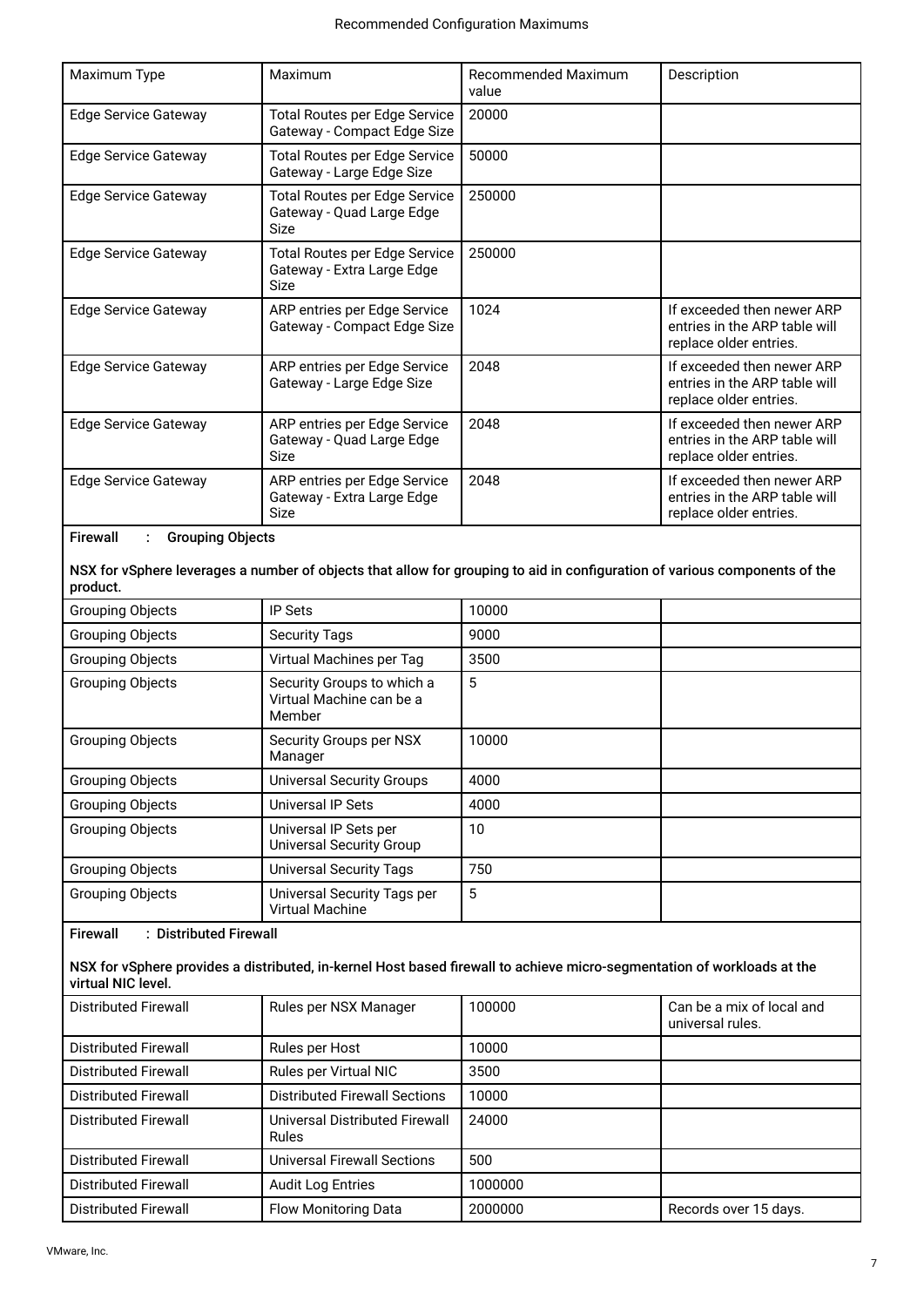| Maximum Type | Maximum | Recommended Maximum value | Description |
| --- | --- | --- | --- |
| Edge Service Gateway | Total Routes per Edge Service Gateway - Compact Edge Size | 20000 | |
| Edge Service Gateway | Total Routes per Edge Service Gateway - Large Edge Size | 50000 | |
| Edge Service Gateway | Total Routes per Edge Service Gateway - Quad Large Edge Size | 250000 | |
| Edge Service Gateway | Total Routes per Edge Service Gateway - Extra Large Edge Size | 250000 | |
| Edge Service Gateway | ARP entries per Edge Service Gateway - Compact Edge Size | 1024 | If exceeded then newer ARP entries in the ARP table will replace older entries. |
| Edge Service Gateway | ARP entries per Edge Service Gateway - Large Edge Size | 2048 | If exceeded then newer ARP entries in the ARP table will replace older entries. |
| Edge Service Gateway | ARP entries per Edge Service Gateway - Quad Large Edge Size | 2048 | If exceeded then newer ARP entries in the ARP table will replace older entries. |
| Edge Service Gateway | ARP entries per Edge Service Gateway - Extra Large Edge Size | 2048 | If exceeded then newer ARP entries in the ARP table will replace older entries. |
| **Firewall : Grouping Objects**<br><br>**NSX for vSphere leverages a number of objects that allow for grouping to aid in configuration of various components of the product.** | | | |
| Grouping Objects | IP Sets | 10000 | |
| Grouping Objects | Security Tags | 9000 | |
| Grouping Objects | Virtual Machines per Tag | 3500 | |
| Grouping Objects | Security Groups to which a Virtual Machine can be a Member | 5 | |
| Grouping Objects | Security Groups per NSX Manager | 10000 | |
| Grouping Objects | Universal Security Groups | 4000 | |
| Grouping Objects | Universal IP Sets | 4000 | |
| Grouping Objects | Universal IP Sets per Universal Security Group | 10 | |
| Grouping Objects | Universal Security Tags | 750 | |
| Grouping Objects | Universal Security Tags per Virtual Machine | 5 | |
| **Firewall : Distributed Firewall**<br><br>**NSX for vSphere provides a distributed, in-kernel Host based firewall to achieve micro-segmentation of workloads at the virtual NIC level.** | | | |
| Distributed Firewall | Rules per NSX Manager | 100000 | Can be a mix of local and universal rules. |
| Distributed Firewall | Rules per Host | 10000 | |
| Distributed Firewall | Rules per Virtual NIC | 3500 | |
| Distributed Firewall | Distributed Firewall Sections | 10000 | |
| Distributed Firewall | Universal Distributed Firewall Rules | 24000 | |
| Distributed Firewall | Universal Firewall Sections | 500 | |
| Distributed Firewall | Audit Log Entries | 1000000 | |
| Distributed Firewall | Flow Monitoring Data | 2000000 | Records over 15 days. |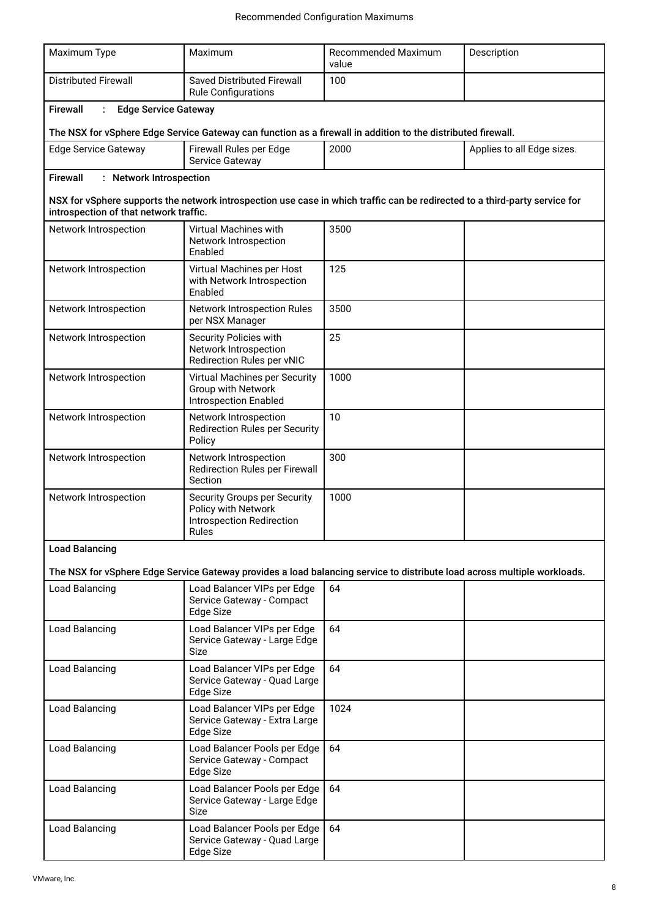| Maximum Type | Maximum | Recommended Maximum value | Description |
| --- | --- | --- | --- |
| Distributed Firewall | Saved Distributed Firewall Rule Configurations | 100 | |
| **Firewall : Edge Service Gateway**<br><br>**The NSX for vSphere Edge Service Gateway can function as a firewall in addition to the distributed firewall.** | | | |
| Edge Service Gateway | Firewall Rules per Edge Service Gateway | 2000 | Applies to all Edge sizes. |
| **Firewall : Network Introspection**<br><br>**NSX for vSphere supports the network introspection use case in which traffic can be redirected to a third-party service for introspection of that network traffic.** | | | |
| Network Introspection | Virtual Machines with Network Introspection Enabled | 3500 | |
| Network Introspection | Virtual Machines per Host with Network Introspection Enabled | 125 | |
| Network Introspection | Network Introspection Rules per NSX Manager | 3500 | |
| Network Introspection | Security Policies with Network Introspection Redirection Rules per vNIC | 25 | |
| Network Introspection | Virtual Machines per Security Group with Network Introspection Enabled | 1000 | |
| Network Introspection | Network Introspection Redirection Rules per Security Policy | 10 | |
| Network Introspection | Network Introspection Redirection Rules per Firewall Section | 300 | |
| Network Introspection | Security Groups per Security Policy with Network Introspection Redirection Rules | 1000 | |
| **Load Balancing**<br><br>**The NSX for vSphere Edge Service Gateway provides a load balancing service to distribute load across multiple workloads.** | | | |
| Load Balancing | Load Balancer VIPs per Edge Service Gateway - Compact Edge Size | 64 | |
| Load Balancing | Load Balancer VIPs per Edge Service Gateway - Large Edge Size | 64 | |
| Load Balancing | Load Balancer VIPs per Edge Service Gateway - Quad Large Edge Size | 64 | |
| Load Balancing | Load Balancer VIPs per Edge Service Gateway - Extra Large Edge Size | 1024 | |
| Load Balancing | Load Balancer Pools per Edge Service Gateway - Compact Edge Size | 64 | |
| Load Balancing | Load Balancer Pools per Edge Service Gateway - Large Edge Size | 64 | |
| Load Balancing | Load Balancer Pools per Edge Service Gateway - Quad Large Edge Size | 64 | |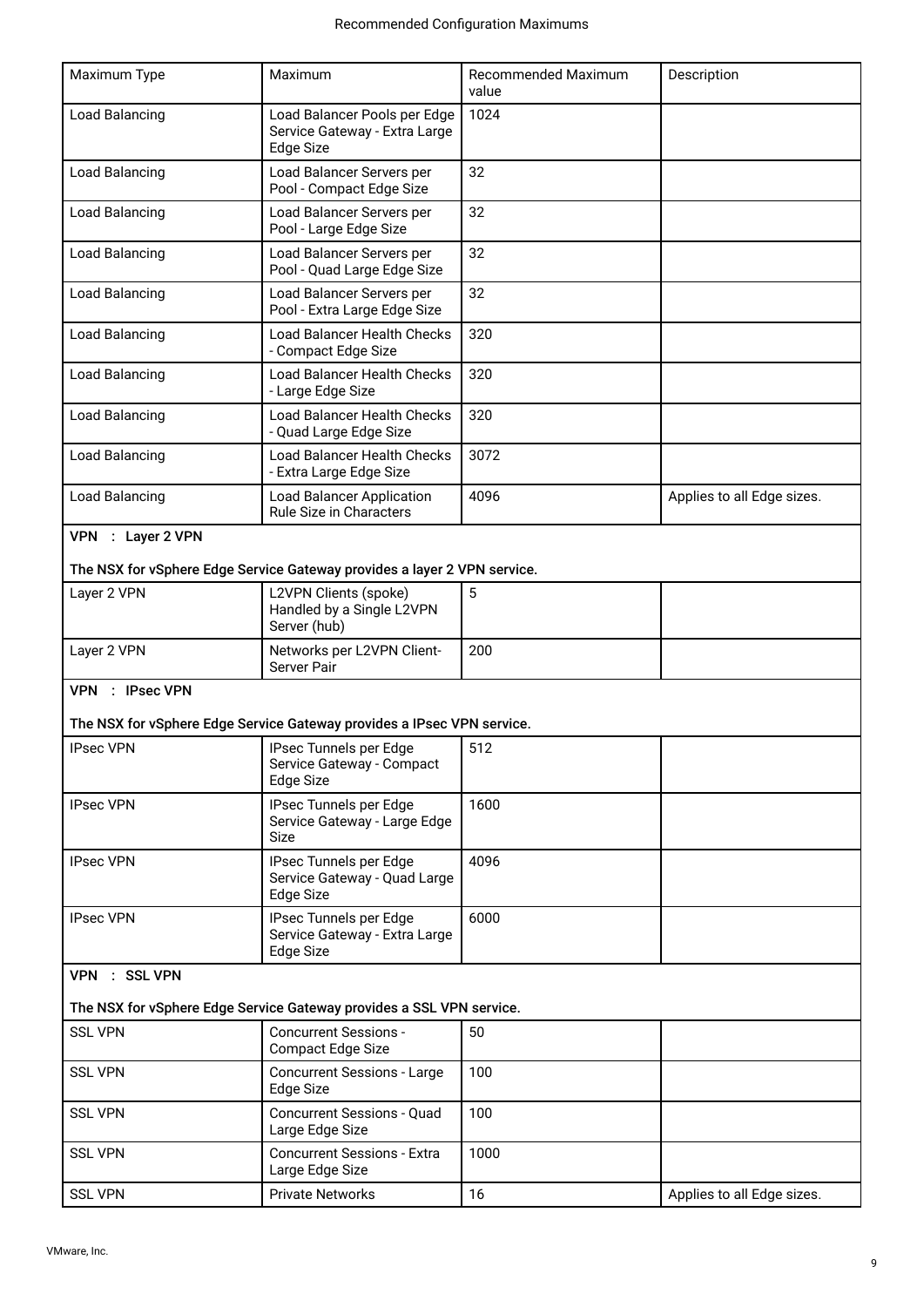| Maximum Type | Maximum | Recommended Maximum value | Description |
|---|---|---|---|
| Load Balancing | Load Balancer Pools per Edge Service Gateway - Extra Large Edge Size | 1024 | |
| Load Balancing | Load Balancer Servers per Pool - Compact Edge Size | 32 | |
| Load Balancing | Load Balancer Servers per Pool - Large Edge Size | 32 | |
| Load Balancing | Load Balancer Servers per Pool - Quad Large Edge Size | 32 | |
| Load Balancing | Load Balancer Servers per Pool - Extra Large Edge Size | 32 | |
| Load Balancing | Load Balancer Health Checks - Compact Edge Size | 320 | |
| Load Balancing | Load Balancer Health Checks - Large Edge Size | 320 | |
| Load Balancing | Load Balancer Health Checks - Quad Large Edge Size | 320 | |
| Load Balancing | Load Balancer Health Checks - Extra Large Edge Size | 3072 | |
| Load Balancing | Load Balancer Application Rule Size in Characters | 4096 | Applies to all Edge sizes. |
| **VPN : Layer 2 VPN**<br><br>**The NSX for vSphere Edge Service Gateway provides a layer 2 VPN service.** | | | |
| Layer 2 VPN | L2VPN Clients (spoke) Handled by a Single L2VPN Server (hub) | 5 | |
| Layer 2 VPN | Networks per L2VPN Client-Server Pair | 200 | |
| **VPN : IPsec VPN**<br><br>**The NSX for vSphere Edge Service Gateway provides a IPsec VPN service.** | | | |
| IPsec VPN | IPsec Tunnels per Edge Service Gateway - Compact Edge Size | 512 | |
| IPsec VPN | IPsec Tunnels per Edge Service Gateway - Large Edge Size | 1600 | |
| IPsec VPN | IPsec Tunnels per Edge Service Gateway - Quad Large Edge Size | 4096 | |
| IPsec VPN | IPsec Tunnels per Edge Service Gateway - Extra Large Edge Size | 6000 | |
| **VPN : SSL VPN**<br><br>**The NSX for vSphere Edge Service Gateway provides a SSL VPN service.** | | | |
| SSL VPN | Concurrent Sessions - Compact Edge Size | 50 | |
| SSL VPN | Concurrent Sessions - Large Edge Size | 100 | |
| SSL VPN | Concurrent Sessions - Quad Large Edge Size | 100 | |
| SSL VPN | Concurrent Sessions - Extra Large Edge Size | 1000 | |
| SSL VPN | Private Networks | 16 | Applies to all Edge sizes. |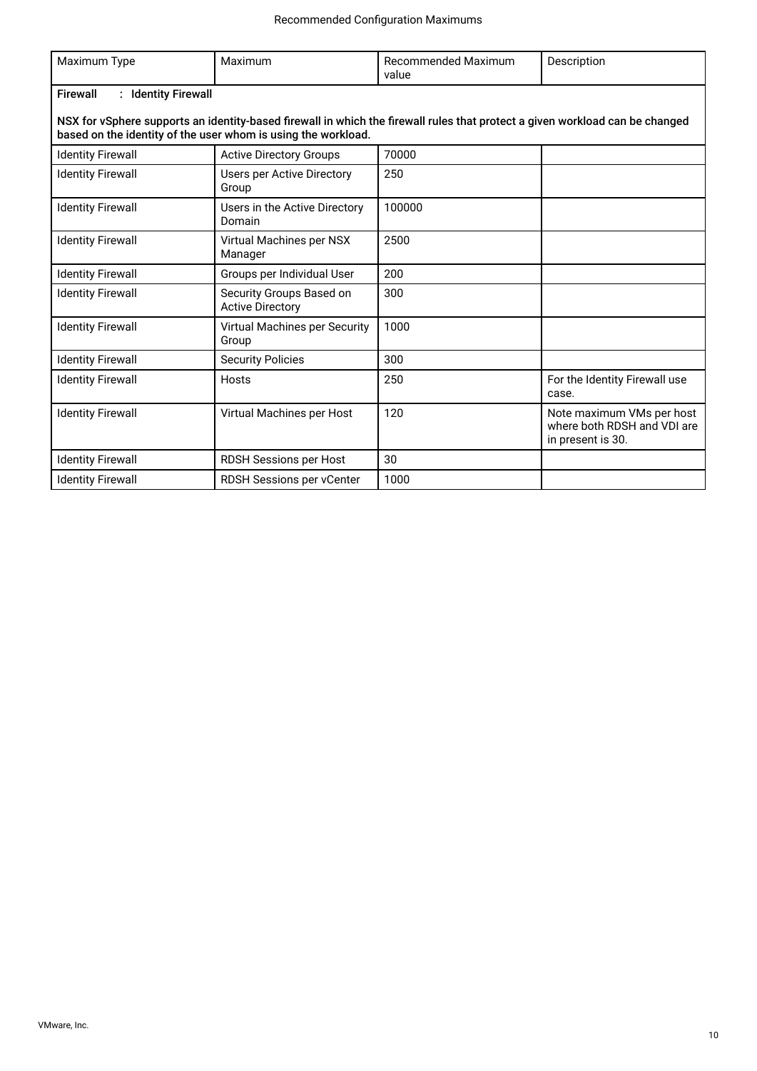| Maximum Type | Maximum | Recommended Maximum value | Description |
|---|---|---|---|
| **Firewall : Identity Firewall**<br><br>**NSX for vSphere supports an identity-based firewall in which the firewall rules that protect a given workload can be changed based on the identity of the user whom is using the workload.** | | | |
| Identity Firewall | Active Directory Groups | 70000 | |
| Identity Firewall | Users per Active Directory Group | 250 | |
| Identity Firewall | Users in the Active Directory Domain | 100000 | |
| Identity Firewall | Virtual Machines per NSX Manager | 2500 | |
| Identity Firewall | Groups per Individual User | 200 | |
| Identity Firewall | Security Groups Based on Active Directory | 300 | |
| Identity Firewall | Virtual Machines per Security Group | 1000 | |
| Identity Firewall | Security Policies | 300 | |
| Identity Firewall | Hosts | 250 | For the Identity Firewall use case. |
| Identity Firewall | Virtual Machines per Host | 120 | Note maximum VMs per host where both RDSH and VDI are in present is 30. |
| Identity Firewall | RDSH Sessions per Host | 30 | |
| Identity Firewall | RDSH Sessions per vCenter | 1000 | |